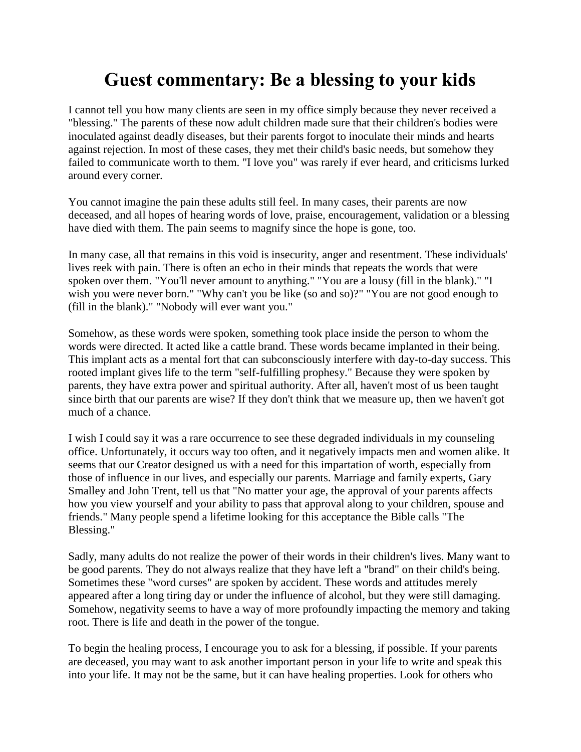# Guest commentary: Be a blessing to your kids

I cannot tell you how many clients are seen in my office simply because they never received a "blessing." The parents of these now adult children made sure that their children's bodies were inoculated against deadly diseases, but their parents forgot to inoculate their minds and hearts against rejection. In most of these cases, they met their child's basic needs, but somehow they failed to communicate worth to them. "I love you" was rarely if ever heard, and criticisms lurked around every corner.

You cannot imagine the pain these adults still feel. In many cases, their parents are now deceased, and all hopes of hearing words of love, praise, encouragement, validation or a blessing have died with them. The pain seems to magnify since the hope is gone, too.

In many case, all that remains in this void is insecurity, anger and resentment. These individuals' lives reek with pain. There is often an echo in their minds that repeats the words that were spoken over them. "You'll never amount to anything." "You are a lousy (fill in the blank)." "I wish you were never born." "Why can't you be like (so and so)?" "You are not good enough to (fill in the blank)." "Nobody will ever want you."

Somehow, as these words were spoken, something took place inside the person to whom the words were directed. It acted like a cattle brand. These words became implanted in their being. This implant acts as a mental fort that can subconsciously interfere with day-to-day success. This rooted implant gives life to the term "self-fulfilling prophesy." Because they were spoken by parents, they have extra power and spiritual authority. After all, haven't most of us been taught since birth that our parents are wise? If they don't think that we measure up, then we haven't got much of a chance.

I wish I could say it was a rare occurrence to see these degraded individuals in my counseling office. Unfortunately, it occurs way too often, and it negatively impacts men and women alike. It seems that our Creator designed us with a need for this impartation of worth, especially from those of influence in our lives, and especially our parents. Marriage and family experts, Gary Smalley and John Trent, tell us that "No matter your age, the approval of your parents affects how you view yourself and your ability to pass that approval along to your children, spouse and friends." Many people spend a lifetime looking for this acceptance the Bible calls "The Blessing."

Sadly, many adults do not realize the power of their words in their children's lives. Many want to be good parents. They do not always realize that they have left a "brand" on their child's being. Sometimes these "word curses" are spoken by accident. These words and attitudes merely appeared after a long tiring day or under the influence of alcohol, but they were still damaging. Somehow, negativity seems to have a way of more profoundly impacting the memory and taking root. There is life and death in the power of the tongue.

To begin the healing process, I encourage you to ask for a blessing, if possible. If your parents are deceased, you may want to ask another important person in your life to write and speak this into your life. It may not be the same, but it can have healing properties. Look for others who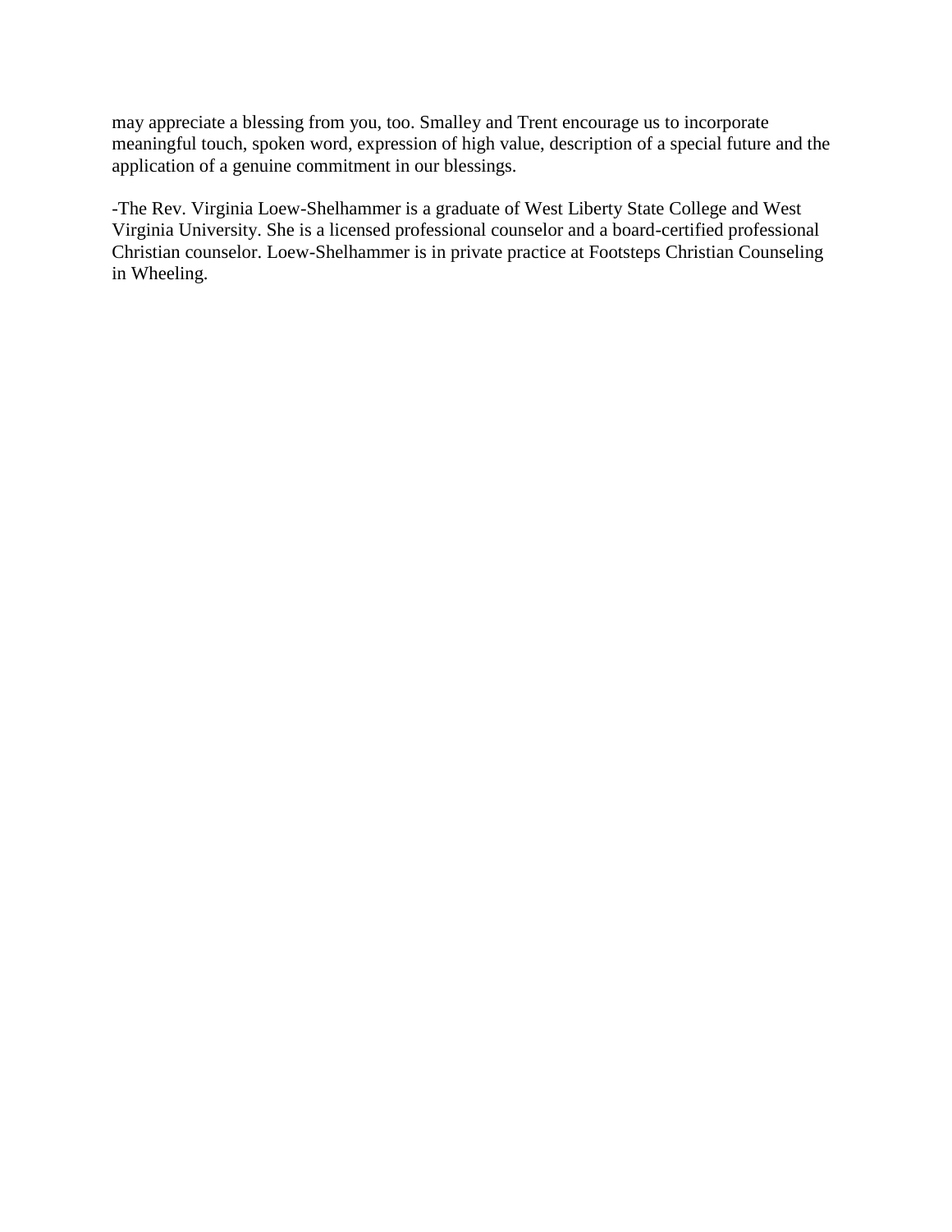may appreciate a blessing from you, too. Smalley and Trent encourage us to incorporate meaningful touch, spoken word, expression of high value, description of a special future and the application of a genuine commitment in our blessings.

-The Rev. Virginia Loew-Shelhammer is a graduate of West Liberty State College and West Virginia University. She is a licensed professional counselor and a board-certified professional Christian counselor. Loew-Shelhammer is in private practice at Footsteps Christian Counseling in Wheeling.